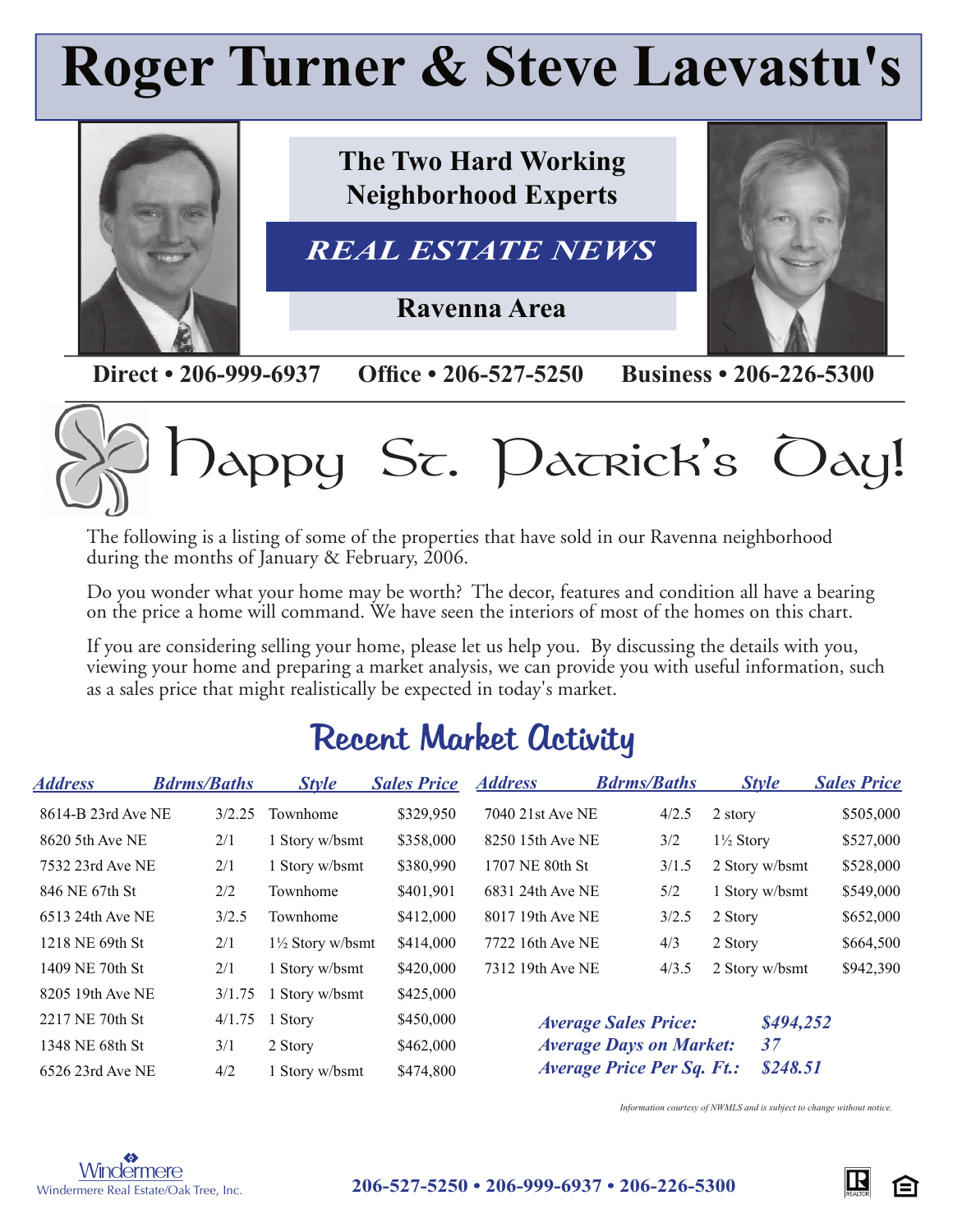# Roger Turner & Steve Laevastu's

**The Two Hard Working Neighborhood Experts**

## *REAL ESTATE NEWS*

**Ravenna Area**

**Direct • 206-999-6937 Office • 206-527-5250 Business • 206-226-5300**

# Happy St. Patrick's Day!

The following is a listing of some of the properties that have sold in our Ravenna neighborhood during the months of January & February, 2006.

Do you wonder what your home may be worth? The decor, features and condition all have a bearing on the price a home will command. We have seen the interiors of most of the homes on this chart.

If you are considering selling your home, please let us help you. By discussing the details with you, viewing your home and preparing a market analysis, we can provide you with useful information, such as a sales price that might realistically be expected in today's market.

## Recent Market Activity

| *Address* | *Bdrms/Baths* | *Style* | *Sales Price* |
|---|---|---|---|
| 8614-B 23rd Ave NE | 3/2.25 | Townhome | $329,950 |
| 8620 5th Ave NE | 2/1 | 1 Story w/bsmt | $358,000 |
| 7532 23rd Ave NE | 2/1 | 1 Story w/bsmt | $380,990 |
| 846 NE 67th St | 2/2 | Townhome | $401,901 |
| 6513 24th Ave NE | 3/2.5 | Townhome | $412,000 |
| 1218 NE 69th St | 2/1 | 1½ Story w/bsmt | $414,000 |
| 1409 NE 70th St | 2/1 | 1 Story w/bsmt | $420,000 |
| 8205 19th Ave NE | 3/1.75 | 1 Story w/bsmt | $425,000 |
| 2217 NE 70th St | 4/1.75 | 1 Story | $450,000 |
| 1348 NE 68th St | 3/1 | 2 Story | $462,000 |
| 6526 23rd Ave NE | 4/2 | 1 Story w/bsmt | $474,800 |
| 7040 21st Ave NE | 4/2.5 | 2 story | $505,000 |
| 8250 15th Ave NE | 3/2 | 1½ Story | $527,000 |
| 1707 NE 80th St | 3/1.5 | 2 Story w/bsmt | $528,000 |
| 6831 24th Ave NE | 5/2 | 1 Story w/bsmt | $549,000 |
| 8017 19th Ave NE | 3/2.5 | 2 Story | $652,000 |
| 7722 16th Ave NE | 4/3 | 2 Story | $664,500 |
| 7312 19th Ave NE | 4/3.5 | 2 Story w/bsmt | $942,390 |

***Average Sales Price:*** ***$494,252***
***Average Days on Market:*** ***37***
***Average Price Per Sq. Ft.:*** ***$248.51***

*Information courtesy of NWMLS and is subject to change without notice.*

Windermere
Windermere Real Estate/Oak Tree, Inc.

**206-527-5250 • 206-999-6937 • 206-226-5300**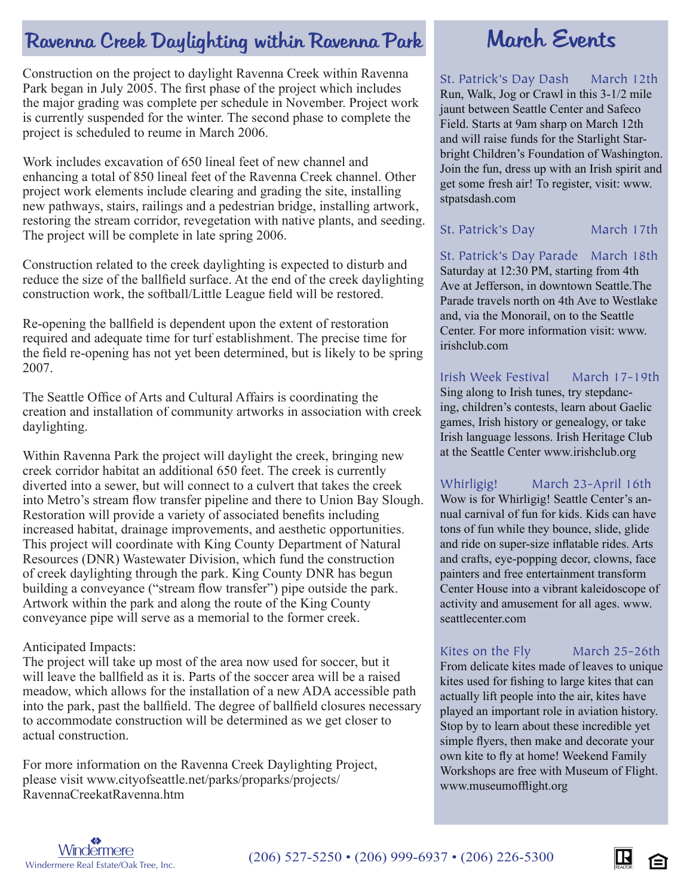## Ravenna Creek Daylighting within Ravenna Park

Construction on the project to daylight Ravenna Creek within Ravenna Park began in July 2005. The first phase of the project which includes the major grading was complete per schedule in November. Project work is currently suspended for the winter. The second phase to complete the project is scheduled to reume in March 2006.

Work includes excavation of 650 lineal feet of new channel and enhancing a total of 850 lineal feet of the Ravenna Creek channel. Other project work elements include clearing and grading the site, installing new pathways, stairs, railings and a pedestrian bridge, installing artwork, restoring the stream corridor, revegetation with native plants, and seeding. The project will be complete in late spring 2006.

Construction related to the creek daylighting is expected to disturb and reduce the size of the ballfield surface. At the end of the creek daylighting construction work, the softball/Little League field will be restored.

Re-opening the ballfield is dependent upon the extent of restoration required and adequate time for turf establishment. The precise time for the field re-opening has not yet been determined, but is likely to be spring 2007.

The Seattle Office of Arts and Cultural Affairs is coordinating the creation and installation of community artworks in association with creek daylighting.

Within Ravenna Park the project will daylight the creek, bringing new creek corridor habitat an additional 650 feet. The creek is currently diverted into a sewer, but will connect to a culvert that takes the creek into Metro's stream flow transfer pipeline and there to Union Bay Slough. Restoration will provide a variety of associated benefits including increased habitat, drainage improvements, and aesthetic opportunities. This project will coordinate with King County Department of Natural Resources (DNR) Wastewater Division, which fund the construction of creek daylighting through the park. King County DNR has begun building a conveyance ("stream flow transfer") pipe outside the park. Artwork within the park and along the route of the King County conveyance pipe will serve as a memorial to the former creek.

Anticipated Impacts:
The project will take up most of the area now used for soccer, but it will leave the ballfield as it is. Parts of the soccer area will be a raised meadow, which allows for the installation of a new ADA accessible path into the park, past the ballfield. The degree of ballfield closures necessary to accommodate construction will be determined as we get closer to actual construction.

For more information on the Ravenna Creek Daylighting Project, please visit www.cityofseattle.net/parks/proparks/projects/RavennaCreekatRavenna.htm

## March Events

**St. Patrick's Day Dash — March 12th**
Run, Walk, Jog or Crawl in this 3-1/2 mile jaunt between Seattle Center and Safeco Field. Starts at 9am sharp on March 12th and will raise funds for the Starlight Starbright Children's Foundation of Washington. Join the fun, dress up with an Irish spirit and get some fresh air! To register, visit: www.stpatsdash.com

**St. Patrick's Day — March 17th**

**St. Patrick's Day Parade — March 18th**
Saturday at 12:30 PM, starting from 4th Ave at Jefferson, in downtown Seattle.The Parade travels north on 4th Ave to Westlake and, via the Monorail, on to the Seattle Center. For more information visit: www.irishclub.com

**Irish Week Festival — March 17-19th**
Sing along to Irish tunes, try stepdancing, children's contests, learn about Gaelic games, Irish history or genealogy, or take Irish language lessons. Irish Heritage Club at the Seattle Center www.irishclub.org

**Whirligig! — March 23-April 16th**
Wow is for Whirligig! Seattle Center's annual carnival of fun for kids. Kids can have tons of fun while they bounce, slide, glide and ride on super-size inflatable rides. Arts and crafts, eye-popping decor, clowns, face painters and free entertainment transform Center House into a vibrant kaleidoscope of activity and amusement for all ages. www.seattlecenter.com

**Kites on the Fly — March 25-26th**
From delicate kites made of leaves to unique kites used for fishing to large kites that can actually lift people into the air, kites have played an important role in aviation history. Stop by to learn about these incredible yet simple flyers, then make and decorate your own kite to fly at home! Weekend Family Workshops are free with Museum of Flight. www.museumofflight.org

Windermere
Windermere Real Estate/Oak Tree, Inc.

(206) 527-5250 • (206) 999-6937 • (206) 226-5300